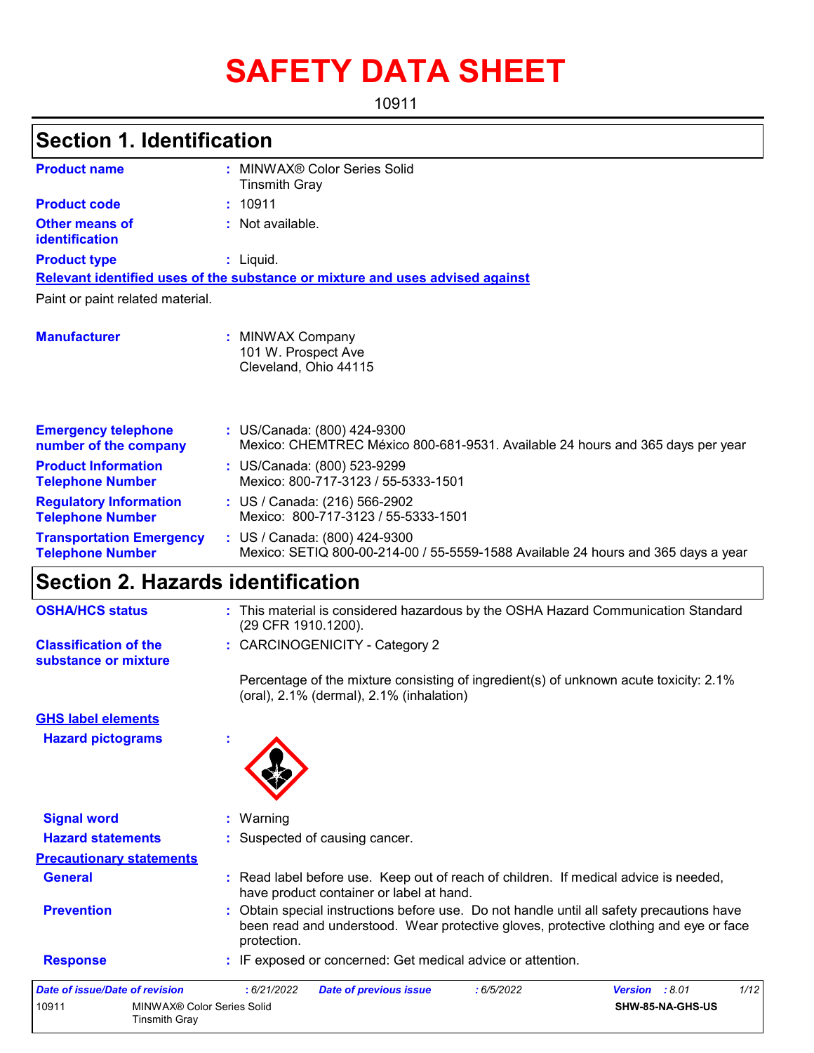# SAFETY DATA SHEET

10911

## Section 1. Identification

**Product name** : MINWAX® Color Series Solid Tinsmith Gray

**Product code** : 10911

**Other means of identification** : Not available.

**Product type** : Liquid.

**Relevant identified uses of the substance or mixture and uses advised against**

Paint or paint related material.

**Manufacturer** : MINWAX Company
101 W. Prospect Ave
Cleveland, Ohio 44115

**Emergency telephone number of the company** : US/Canada: (800) 424-9300
Mexico: CHEMTREC México 800-681-9531. Available 24 hours and 365 days per year

**Product Information Telephone Number** : US/Canada: (800) 523-9299
Mexico: 800-717-3123 / 55-5333-1501

**Regulatory Information Telephone Number** : US / Canada: (216) 566-2902
Mexico: 800-717-3123 / 55-5333-1501

**Transportation Emergency Telephone Number** : US / Canada: (800) 424-9300
Mexico: SETIQ 800-00-214-00 / 55-5559-1588 Available 24 hours and 365 days a year

## Section 2. Hazards identification

**OSHA/HCS status** : This material is considered hazardous by the OSHA Hazard Communication Standard (29 CFR 1910.1200).

**Classification of the substance or mixture** : CARCINOGENICITY - Category 2

Percentage of the mixture consisting of ingredient(s) of unknown acute toxicity: 2.1% (oral), 2.1% (dermal), 2.1% (inhalation)

**GHS label elements**

**Hazard pictograms** :

**Signal word** : Warning

**Hazard statements** : Suspected of causing cancer.

**Precautionary statements**

**General** : Read label before use. Keep out of reach of children. If medical advice is needed, have product container or label at hand.

**Prevention** : Obtain special instructions before use. Do not handle until all safety precautions have been read and understood. Wear protective gloves, protective clothing and eye or face protection.

**Response** : IF exposed or concerned: Get medical advice or attention.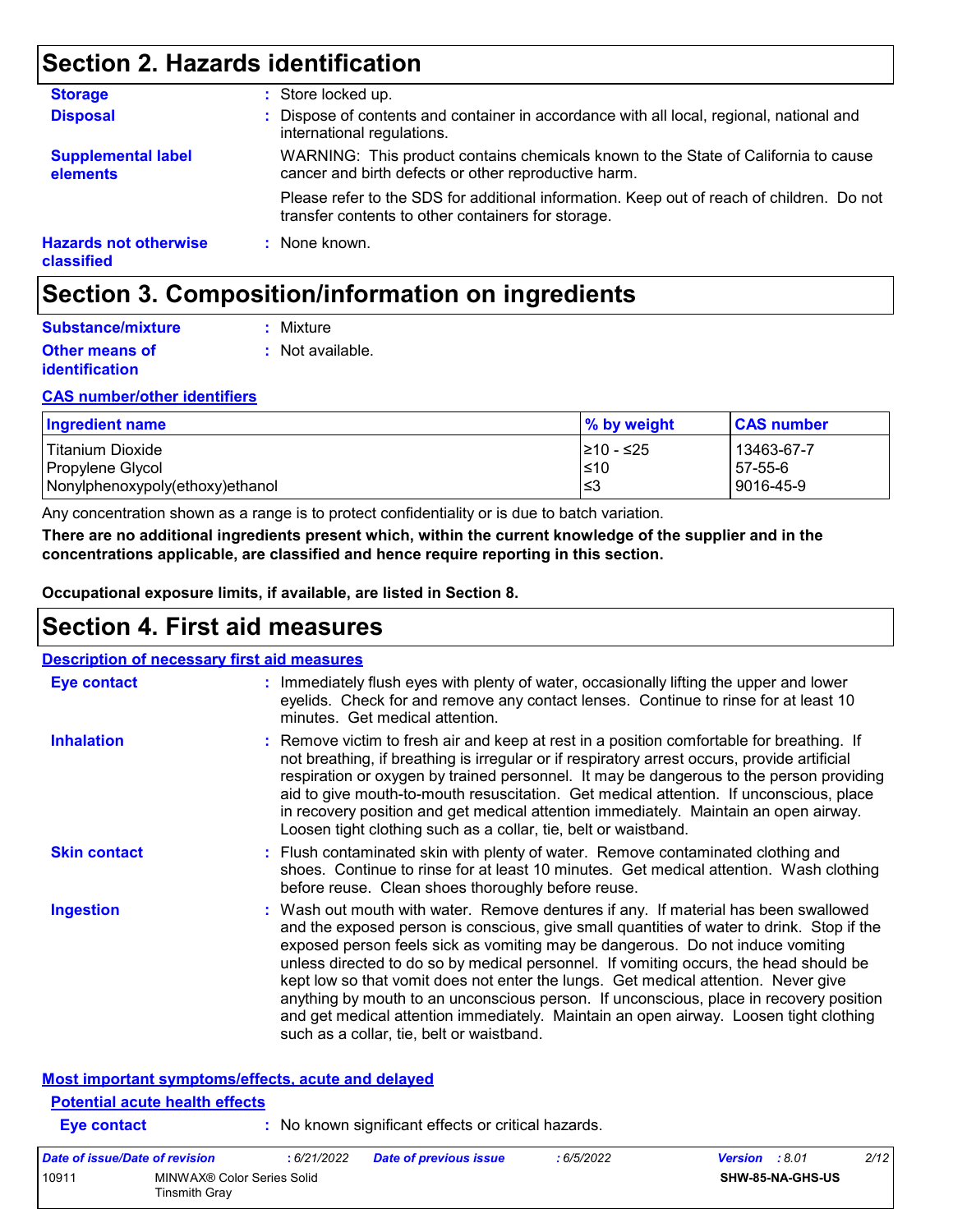## Section 2. Hazards identification

**Storage** : Store locked up.

**Disposal** : Dispose of contents and container in accordance with all local, regional, national and international regulations.

**Supplemental label elements** WARNING: This product contains chemicals known to the State of California to cause cancer and birth defects or other reproductive harm.

Please refer to the SDS for additional information. Keep out of reach of children. Do not transfer contents to other containers for storage.

**Hazards not otherwise classified** : None known.

## Section 3. Composition/information on ingredients

**Substance/mixture** : Mixture

**Other means of identification** : Not available.

**CAS number/other identifiers**

| Ingredient name | % by weight | CAS number |
| --- | --- | --- |
| Titanium Dioxide | ≥10 - ≤25 | 13463-67-7 |
| Propylene Glycol | ≤10 | 57-55-6 |
| Nonylphenoxypoly(ethoxy)ethanol | ≤3 | 9016-45-9 |

Any concentration shown as a range is to protect confidentiality or is due to batch variation.

**There are no additional ingredients present which, within the current knowledge of the supplier and in the concentrations applicable, are classified and hence require reporting in this section.**

**Occupational exposure limits, if available, are listed in Section 8.**

## Section 4. First aid measures

**Description of necessary first aid measures**

**Eye contact** : Immediately flush eyes with plenty of water, occasionally lifting the upper and lower eyelids. Check for and remove any contact lenses. Continue to rinse for at least 10 minutes. Get medical attention.

**Inhalation** : Remove victim to fresh air and keep at rest in a position comfortable for breathing. If not breathing, if breathing is irregular or if respiratory arrest occurs, provide artificial respiration or oxygen by trained personnel. It may be dangerous to the person providing aid to give mouth-to-mouth resuscitation. Get medical attention. If unconscious, place in recovery position and get medical attention immediately. Maintain an open airway. Loosen tight clothing such as a collar, tie, belt or waistband.

**Skin contact** : Flush contaminated skin with plenty of water. Remove contaminated clothing and shoes. Continue to rinse for at least 10 minutes. Get medical attention. Wash clothing before reuse. Clean shoes thoroughly before reuse.

**Ingestion** : Wash out mouth with water. Remove dentures if any. If material has been swallowed and the exposed person is conscious, give small quantities of water to drink. Stop if the exposed person feels sick as vomiting may be dangerous. Do not induce vomiting unless directed to do so by medical personnel. If vomiting occurs, the head should be kept low so that vomit does not enter the lungs. Get medical attention. Never give anything by mouth to an unconscious person. If unconscious, place in recovery position and get medical attention immediately. Maintain an open airway. Loosen tight clothing such as a collar, tie, belt or waistband.

**Most important symptoms/effects, acute and delayed**

**Potential acute health effects**

**Eye contact** : No known significant effects or critical hazards.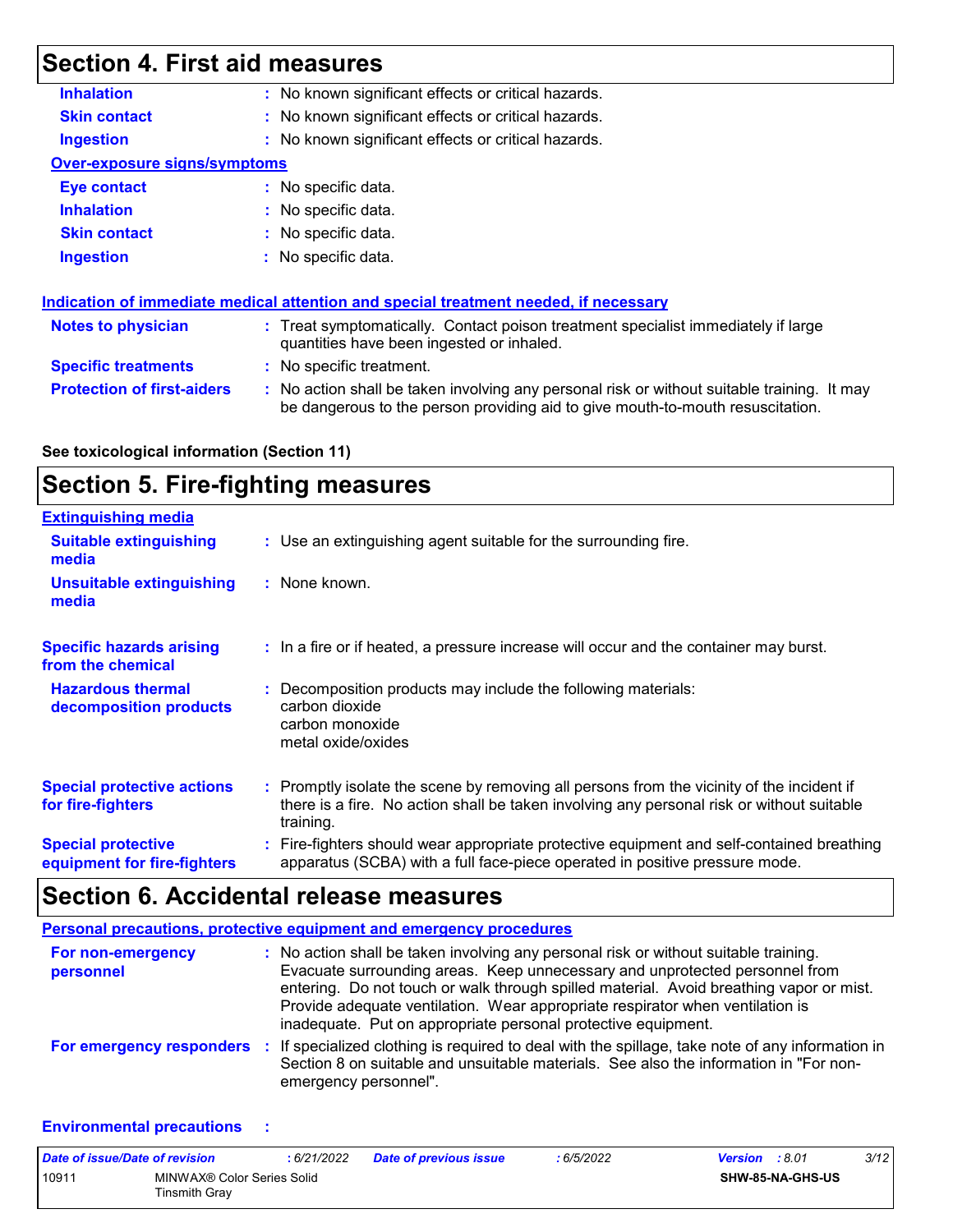## Section 4. First aid measures

**Inhalation** : No known significant effects or critical hazards.

**Skin contact** : No known significant effects or critical hazards.

**Ingestion** : No known significant effects or critical hazards.

**Over-exposure signs/symptoms**

**Eye contact** : No specific data.

**Inhalation** : No specific data.

**Skin contact** : No specific data.

**Ingestion** : No specific data.

**Indication of immediate medical attention and special treatment needed, if necessary**

**Notes to physician** : Treat symptomatically. Contact poison treatment specialist immediately if large quantities have been ingested or inhaled.

**Specific treatments** : No specific treatment.

**Protection of first-aiders** : No action shall be taken involving any personal risk or without suitable training. It may be dangerous to the person providing aid to give mouth-to-mouth resuscitation.

**See toxicological information (Section 11)**

## Section 5. Fire-fighting measures

**Extinguishing media**

**Suitable extinguishing media** : Use an extinguishing agent suitable for the surrounding fire.

**Unsuitable extinguishing media** : None known.

**Specific hazards arising from the chemical** : In a fire or if heated, a pressure increase will occur and the container may burst.

**Hazardous thermal decomposition products** : Decomposition products may include the following materials:
carbon dioxide
carbon monoxide
metal oxide/oxides

**Special protective actions for fire-fighters** : Promptly isolate the scene by removing all persons from the vicinity of the incident if there is a fire. No action shall be taken involving any personal risk or without suitable training.

**Special protective equipment for fire-fighters** : Fire-fighters should wear appropriate protective equipment and self-contained breathing apparatus (SCBA) with a full face-piece operated in positive pressure mode.

## Section 6. Accidental release measures

**Personal precautions, protective equipment and emergency procedures**

**For non-emergency personnel** : No action shall be taken involving any personal risk or without suitable training. Evacuate surrounding areas. Keep unnecessary and unprotected personnel from entering. Do not touch or walk through spilled material. Avoid breathing vapor or mist. Provide adequate ventilation. Wear appropriate respirator when ventilation is inadequate. Put on appropriate personal protective equipment.

**For emergency responders** : If specialized clothing is required to deal with the spillage, take note of any information in Section 8 on suitable and unsuitable materials. See also the information in "For non-emergency personnel".

**Environmental precautions** :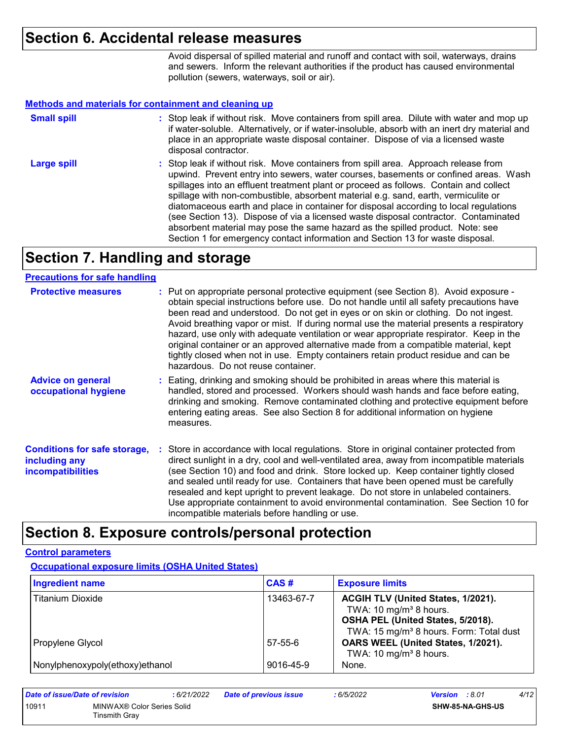## Section 6. Accidental release measures

Avoid dispersal of spilled material and runoff and contact with soil, waterways, drains and sewers. Inform the relevant authorities if the product has caused environmental pollution (sewers, waterways, soil or air).

### Methods and materials for containment and cleaning up

**Small spill** : Stop leak if without risk. Move containers from spill area. Dilute with water and mop up if water-soluble. Alternatively, or if water-insoluble, absorb with an inert dry material and place in an appropriate waste disposal container. Dispose of via a licensed waste disposal contractor.

**Large spill** : Stop leak if without risk. Move containers from spill area. Approach release from upwind. Prevent entry into sewers, water courses, basements or confined areas. Wash spillages into an effluent treatment plant or proceed as follows. Contain and collect spillage with non-combustible, absorbent material e.g. sand, earth, vermiculite or diatomaceous earth and place in container for disposal according to local regulations (see Section 13). Dispose of via a licensed waste disposal contractor. Contaminated absorbent material may pose the same hazard as the spilled product. Note: see Section 1 for emergency contact information and Section 13 for waste disposal.

## Section 7. Handling and storage

### Precautions for safe handling

**Protective measures** : Put on appropriate personal protective equipment (see Section 8). Avoid exposure - obtain special instructions before use. Do not handle until all safety precautions have been read and understood. Do not get in eyes or on skin or clothing. Do not ingest. Avoid breathing vapor or mist. If during normal use the material presents a respiratory hazard, use only with adequate ventilation or wear appropriate respirator. Keep in the original container or an approved alternative made from a compatible material, kept tightly closed when not in use. Empty containers retain product residue and can be hazardous. Do not reuse container.

**Advice on general occupational hygiene** : Eating, drinking and smoking should be prohibited in areas where this material is handled, stored and processed. Workers should wash hands and face before eating, drinking and smoking. Remove contaminated clothing and protective equipment before entering eating areas. See also Section 8 for additional information on hygiene measures.

**Conditions for safe storage, including any incompatibilities** : Store in accordance with local regulations. Store in original container protected from direct sunlight in a dry, cool and well-ventilated area, away from incompatible materials (see Section 10) and food and drink. Store locked up. Keep container tightly closed and sealed until ready for use. Containers that have been opened must be carefully resealed and kept upright to prevent leakage. Do not store in unlabeled containers. Use appropriate containment to avoid environmental contamination. See Section 10 for incompatible materials before handling or use.

## Section 8. Exposure controls/personal protection

### Control parameters

#### Occupational exposure limits (OSHA United States)

| Ingredient name | CAS # | Exposure limits |
| --- | --- | --- |
| Titanium Dioxide | 13463-67-7 | **ACGIH TLV (United States, 1/2021).**<br>TWA: 10 mg/m³ 8 hours.<br>**OSHA PEL (United States, 5/2018).**<br>TWA: 15 mg/m³ 8 hours. Form: Total dust |
| Propylene Glycol | 57-55-6 | **OARS WEEL (United States, 1/2021).**<br>TWA: 10 mg/m³ 8 hours. |
| Nonylphenoxypoly(ethoxy)ethanol | 9016-45-9 | None. |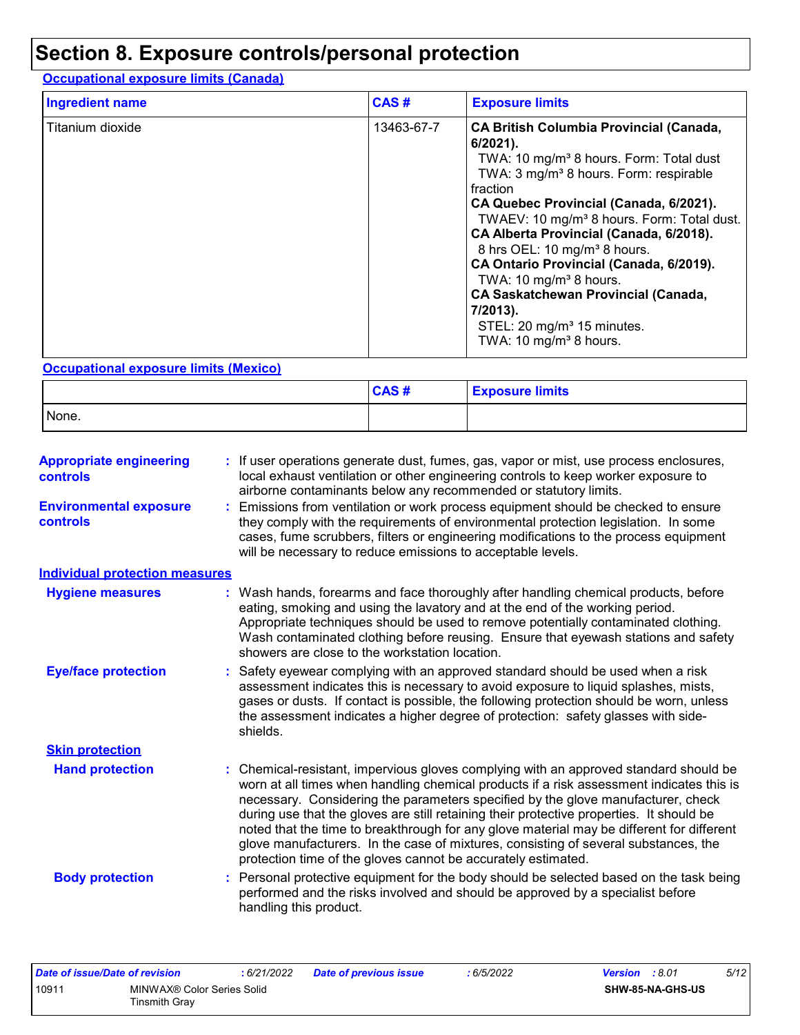# Section 8. Exposure controls/personal protection

**Occupational exposure limits (Canada)**

| Ingredient name | CAS # | Exposure limits |
| --- | --- | --- |
| Titanium dioxide | 13463-67-7 | **CA British Columbia Provincial (Canada, 6/2021).**<br>TWA: 10 mg/m³ 8 hours. Form: Total dust<br>TWA: 3 mg/m³ 8 hours. Form: respirable fraction<br>**CA Quebec Provincial (Canada, 6/2021).**<br>TWAEV: 10 mg/m³ 8 hours. Form: Total dust.<br>**CA Alberta Provincial (Canada, 6/2018).**<br>8 hrs OEL: 10 mg/m³ 8 hours.<br>**CA Ontario Provincial (Canada, 6/2019).**<br>TWA: 10 mg/m³ 8 hours.<br>**CA Saskatchewan Provincial (Canada, 7/2013).**<br>STEL: 20 mg/m³ 15 minutes.<br>TWA: 10 mg/m³ 8 hours. |

**Occupational exposure limits (Mexico)**

| | CAS # | Exposure limits |
| --- | --- | --- |
| None. | | |

**Appropriate engineering controls** : If user operations generate dust, fumes, gas, vapor or mist, use process enclosures, local exhaust ventilation or other engineering controls to keep worker exposure to airborne contaminants below any recommended or statutory limits.

**Environmental exposure controls** : Emissions from ventilation or work process equipment should be checked to ensure they comply with the requirements of environmental protection legislation. In some cases, fume scrubbers, filters or engineering modifications to the process equipment will be necessary to reduce emissions to acceptable levels.

**Individual protection measures**

**Hygiene measures** : Wash hands, forearms and face thoroughly after handling chemical products, before eating, smoking and using the lavatory and at the end of the working period. Appropriate techniques should be used to remove potentially contaminated clothing. Wash contaminated clothing before reusing. Ensure that eyewash stations and safety showers are close to the workstation location.

**Eye/face protection** : Safety eyewear complying with an approved standard should be used when a risk assessment indicates this is necessary to avoid exposure to liquid splashes, mists, gases or dusts. If contact is possible, the following protection should be worn, unless the assessment indicates a higher degree of protection: safety glasses with side-shields.

**Skin protection**

**Hand protection** : Chemical-resistant, impervious gloves complying with an approved standard should be worn at all times when handling chemical products if a risk assessment indicates this is necessary. Considering the parameters specified by the glove manufacturer, check during use that the gloves are still retaining their protective properties. It should be noted that the time to breakthrough for any glove material may be different for different glove manufacturers. In the case of mixtures, consisting of several substances, the protection time of the gloves cannot be accurately estimated.

**Body protection** : Personal protective equipment for the body should be selected based on the task being performed and the risks involved and should be approved by a specialist before handling this product.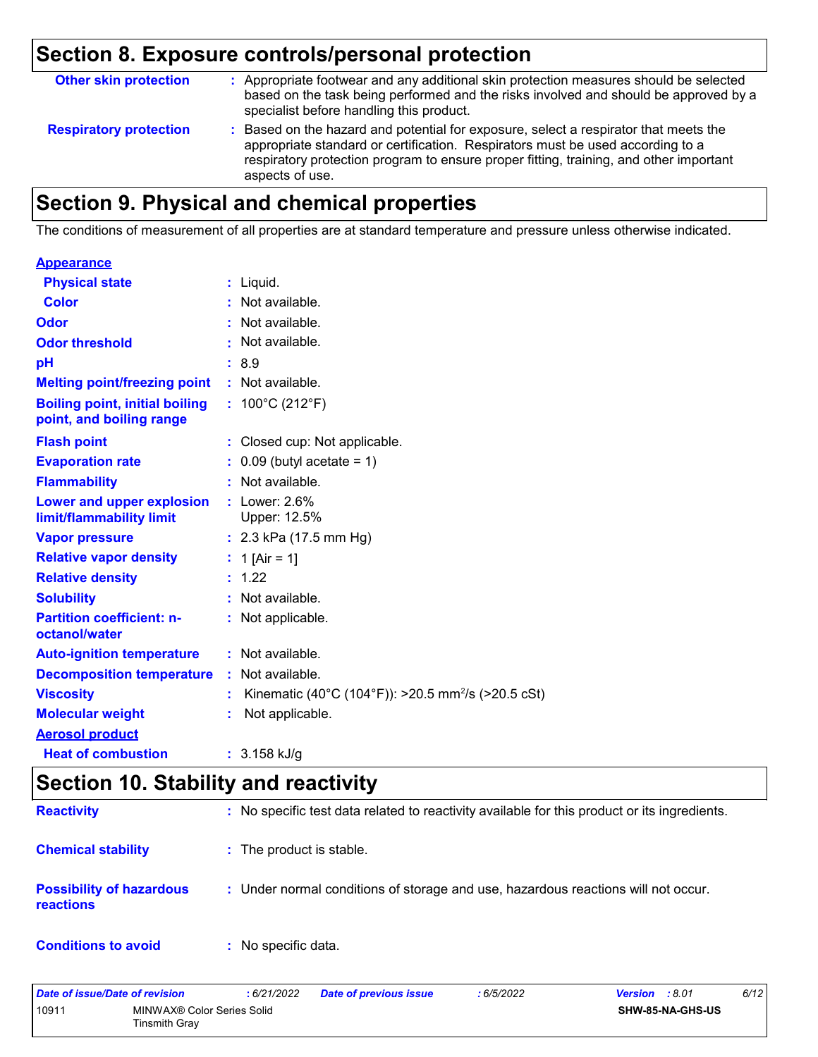## Section 8. Exposure controls/personal protection

| | |
|---|---|
| **Other skin protection** | : Appropriate footwear and any additional skin protection measures should be selected based on the task being performed and the risks involved and should be approved by a specialist before handling this product. |
| **Respiratory protection** | : Based on the hazard and potential for exposure, select a respirator that meets the appropriate standard or certification. Respirators must be used according to a respiratory protection program to ensure proper fitting, training, and other important aspects of use. |

## Section 9. Physical and chemical properties

The conditions of measurement of all properties are at standard temperature and pressure unless otherwise indicated.

**Appearance**

| | |
|---|---|
| **Physical state** | : Liquid. |
| **Color** | : Not available. |
| **Odor** | : Not available. |
| **Odor threshold** | : Not available. |
| **pH** | : 8.9 |
| **Melting point/freezing point** | : Not available. |
| **Boiling point, initial boiling point, and boiling range** | : 100°C (212°F) |
| **Flash point** | : Closed cup: Not applicable. |
| **Evaporation rate** | : 0.09 (butyl acetate = 1) |
| **Flammability** | : Not available. |
| **Lower and upper explosion limit/flammability limit** | : Lower: 2.6%<br>Upper: 12.5% |
| **Vapor pressure** | : 2.3 kPa (17.5 mm Hg) |
| **Relative vapor density** | : 1 [Air = 1] |
| **Relative density** | : 1.22 |
| **Solubility** | : Not available. |
| **Partition coefficient: n-octanol/water** | : Not applicable. |
| **Auto-ignition temperature** | : Not available. |
| **Decomposition temperature** | : Not available. |
| **Viscosity** | : Kinematic (40°C (104°F)): >20.5 $mm^2/s$ (>20.5 cSt) |
| **Molecular weight** | : Not applicable. |

**Aerosol product**

| | |
|---|---|
| **Heat of combustion** | : 3.158 kJ/g |

## Section 10. Stability and reactivity

| | |
|---|---|
| **Reactivity** | : No specific test data related to reactivity available for this product or its ingredients. |
| **Chemical stability** | : The product is stable. |
| **Possibility of hazardous reactions** | : Under normal conditions of storage and use, hazardous reactions will not occur. |
| **Conditions to avoid** | : No specific data. |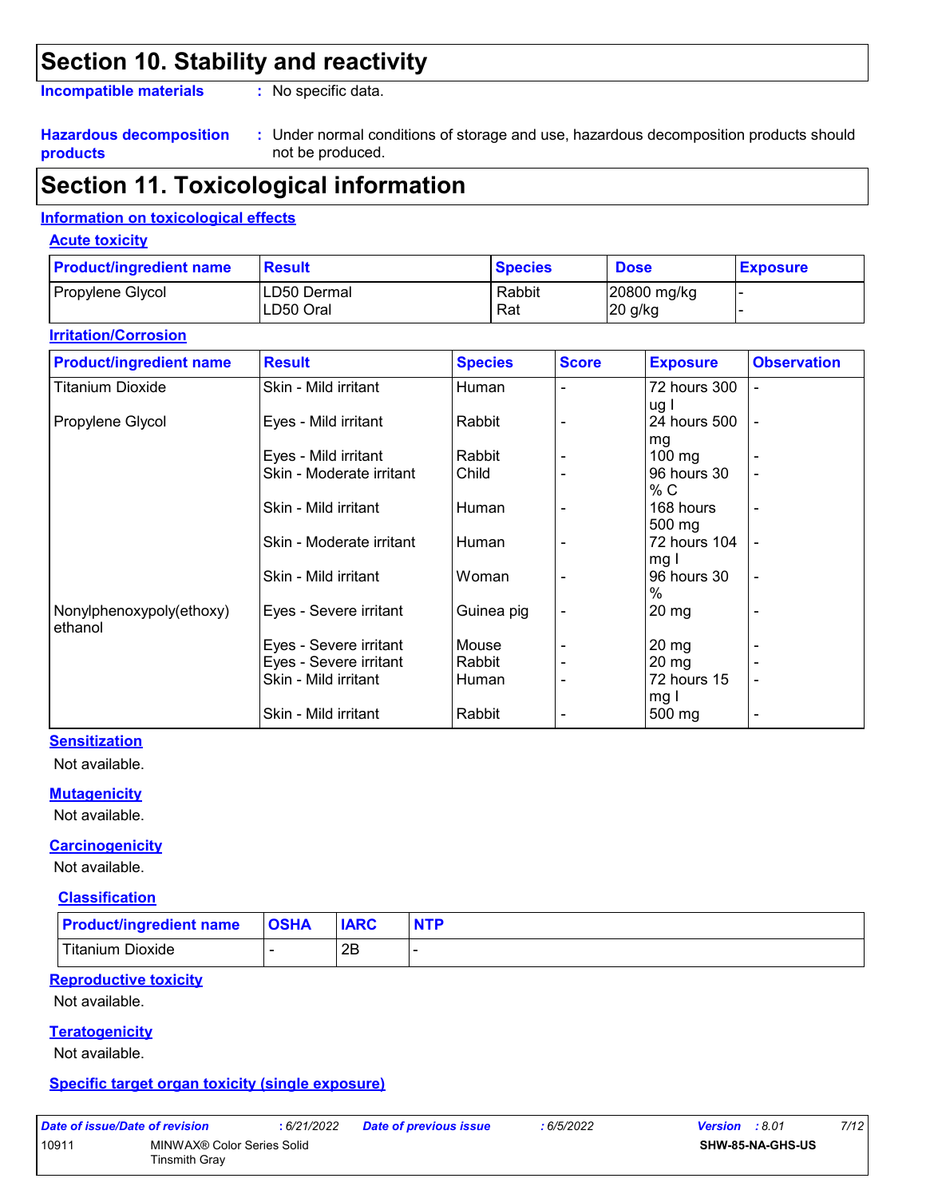# Section 10. Stability and reactivity

**Incompatible materials** : No specific data.

**Hazardous decomposition products** : Under normal conditions of storage and use, hazardous decomposition products should not be produced.

# Section 11. Toxicological information

## Information on toxicological effects

### Acute toxicity

| Product/ingredient name | Result | Species | Dose | Exposure |
|---|---|---|---|---|
| Propylene Glycol | LD50 Dermal | Rabbit | 20800 mg/kg | - |
| | LD50 Oral | Rat | 20 g/kg | - |

### Irritation/Corrosion

| Product/ingredient name | Result | Species | Score | Exposure | Observation |
|---|---|---|---|---|---|
| Titanium Dioxide | Skin - Mild irritant | Human | - | 72 hours 300 ug I | - |
| Propylene Glycol | Eyes - Mild irritant | Rabbit | - | 24 hours 500 mg | - |
| | Eyes - Mild irritant | Rabbit | - | 100 mg | - |
| | Skin - Moderate irritant | Child | - | 96 hours 30 % C | - |
| | Skin - Mild irritant | Human | - | 168 hours 500 mg | - |
| | Skin - Moderate irritant | Human | - | 72 hours 104 mg I | - |
| | Skin - Mild irritant | Woman | - | 96 hours 30 % | - |
| Nonylphenoxypoly(ethoxy) ethanol | Eyes - Severe irritant | Guinea pig | - | 20 mg | - |
| | Eyes - Severe irritant | Mouse | - | 20 mg | - |
| | Eyes - Severe irritant | Rabbit | - | 20 mg | - |
| | Skin - Mild irritant | Human | - | 72 hours 15 mg I | - |
| | Skin - Mild irritant | Rabbit | - | 500 mg | - |

### Sensitization

Not available.

### Mutagenicity

Not available.

### Carcinogenicity

Not available.

#### Classification

| Product/ingredient name | OSHA | IARC | NTP |
|---|---|---|---|
| Titanium Dioxide | - | 2B | - |

### Reproductive toxicity

Not available.

### Teratogenicity

Not available.

### Specific target organ toxicity (single exposure)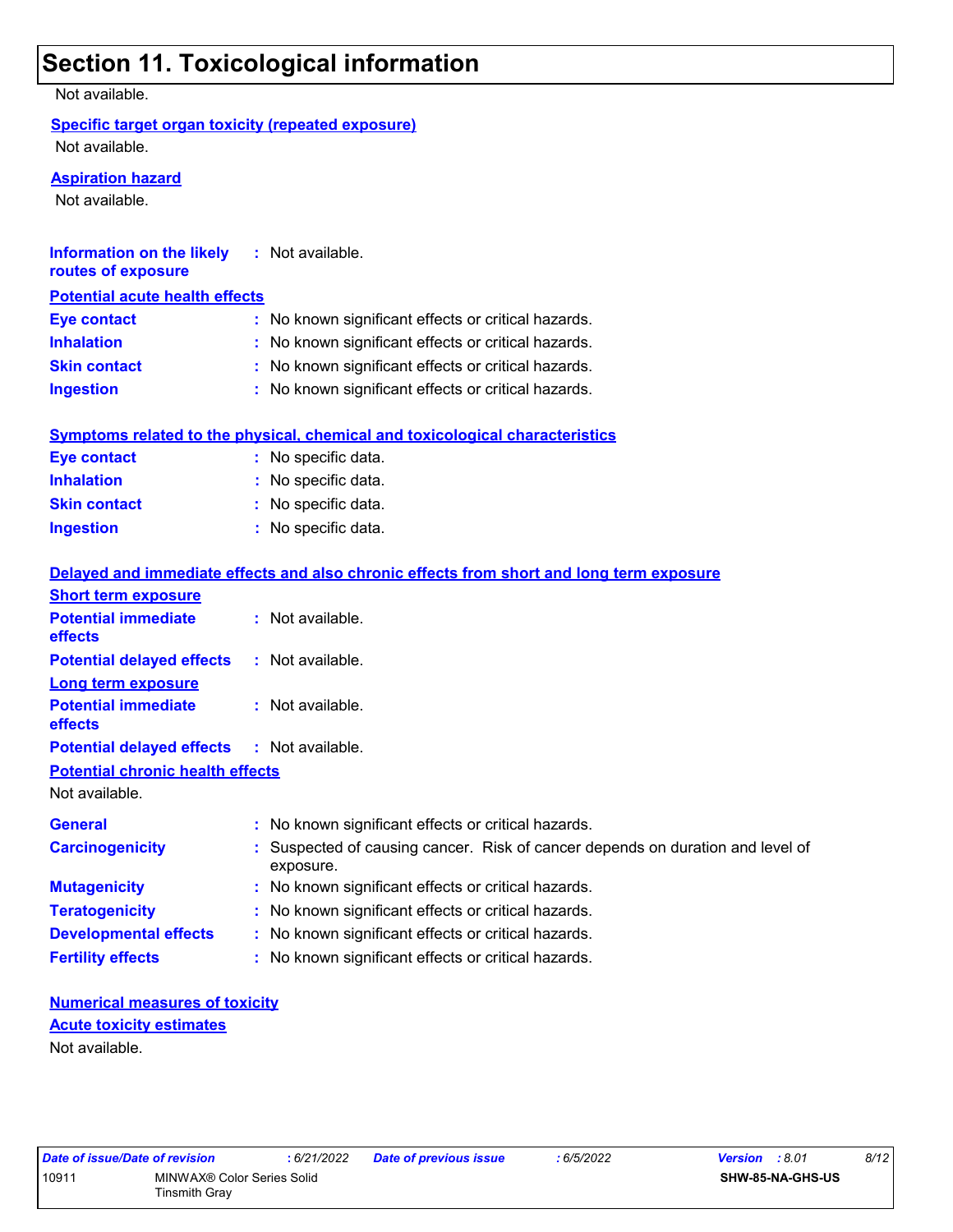# Section 11. Toxicological information

Not available.

**Specific target organ toxicity (repeated exposure)**

Not available.

**Aspiration hazard**

Not available.

**Information on the likely routes of exposure** : Not available.

**Potential acute health effects**

**Eye contact** : No known significant effects or critical hazards.
**Inhalation** : No known significant effects or critical hazards.
**Skin contact** : No known significant effects or critical hazards.
**Ingestion** : No known significant effects or critical hazards.

**Symptoms related to the physical, chemical and toxicological characteristics**

**Eye contact** : No specific data.
**Inhalation** : No specific data.
**Skin contact** : No specific data.
**Ingestion** : No specific data.

**Delayed and immediate effects and also chronic effects from short and long term exposure**

**Short term exposure**

**Potential immediate effects** : Not available.
**Potential delayed effects** : Not available.

**Long term exposure**

**Potential immediate effects** : Not available.
**Potential delayed effects** : Not available.

**Potential chronic health effects**

Not available.

**General** : No known significant effects or critical hazards.
**Carcinogenicity** : Suspected of causing cancer. Risk of cancer depends on duration and level of exposure.
**Mutagenicity** : No known significant effects or critical hazards.
**Teratogenicity** : No known significant effects or critical hazards.
**Developmental effects** : No known significant effects or critical hazards.
**Fertility effects** : No known significant effects or critical hazards.

**Numerical measures of toxicity**

**Acute toxicity estimates**

Not available.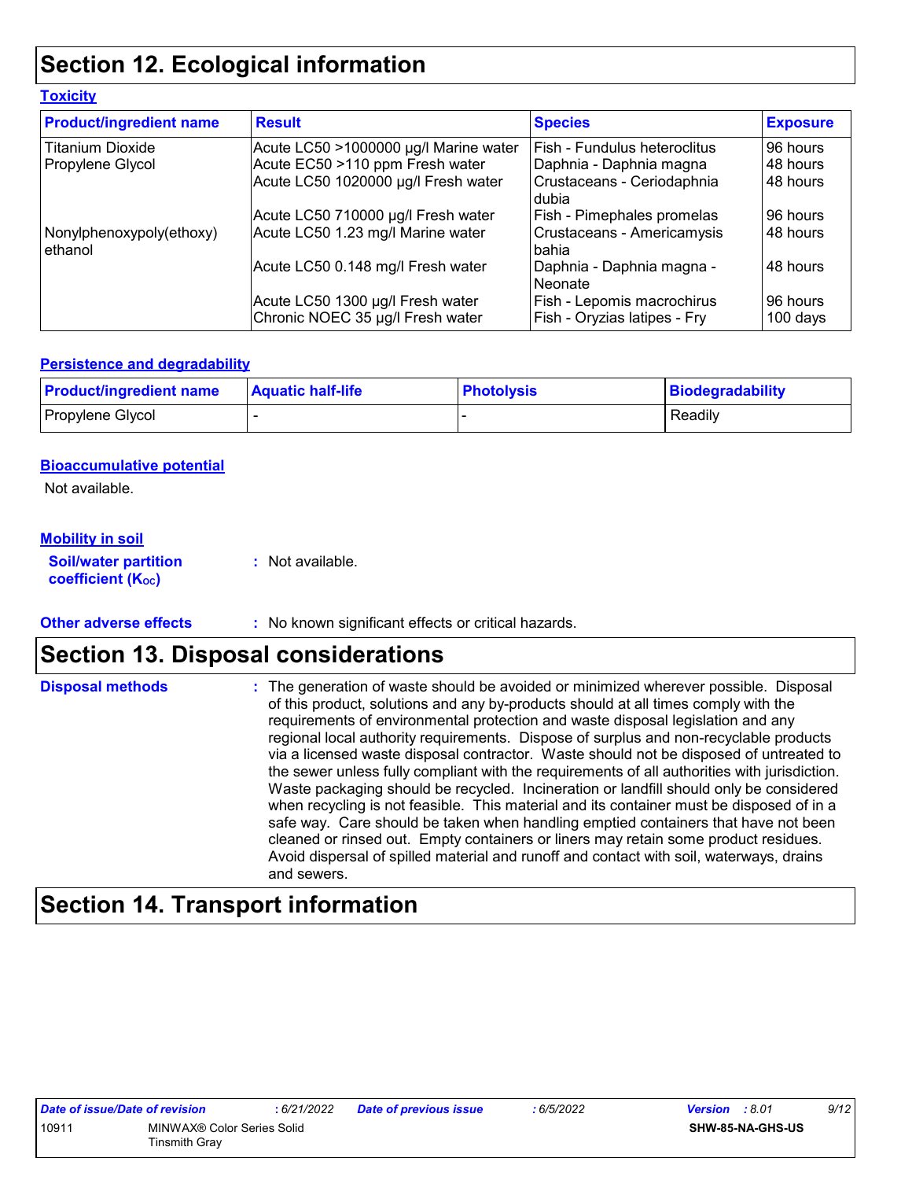# Section 12. Ecological information

### Toxicity

| Product/ingredient name | Result | Species | Exposure |
|---|---|---|---|
| Titanium Dioxide | Acute LC50 >1000000 µg/l Marine water | Fish - Fundulus heteroclitus | 96 hours |
| Propylene Glycol | Acute EC50 >110 ppm Fresh water | Daphnia - Daphnia magna | 48 hours |
| | Acute LC50 1020000 µg/l Fresh water | Crustaceans - Ceriodaphnia dubia | 48 hours |
| | Acute LC50 710000 µg/l Fresh water | Fish - Pimephales promelas | 96 hours |
| Nonylphenoxypoly(ethoxy) ethanol | Acute LC50 1.23 mg/l Marine water | Crustaceans - Americamysis bahia | 48 hours |
| | Acute LC50 0.148 mg/l Fresh water | Daphnia - Daphnia magna - Neonate | 48 hours |
| | Acute LC50 1300 µg/l Fresh water | Fish - Lepomis macrochirus | 96 hours |
| | Chronic NOEC 35 µg/l Fresh water | Fish - Oryzias latipes - Fry | 100 days |

### Persistence and degradability

| Product/ingredient name | Aquatic half-life | Photolysis | Biodegradability |
|---|---|---|---|
| Propylene Glycol | - | - | Readily |

### Bioaccumulative potential

Not available.

### Mobility in soil

**Soil/water partition coefficient ($K_{OC}$)** : Not available.

**Other adverse effects** : No known significant effects or critical hazards.

# Section 13. Disposal considerations

**Disposal methods** : The generation of waste should be avoided or minimized wherever possible. Disposal of this product, solutions and any by-products should at all times comply with the requirements of environmental protection and waste disposal legislation and any regional local authority requirements. Dispose of surplus and non-recyclable products via a licensed waste disposal contractor. Waste should not be disposed of untreated to the sewer unless fully compliant with the requirements of all authorities with jurisdiction. Waste packaging should be recycled. Incineration or landfill should only be considered when recycling is not feasible. This material and its container must be disposed of in a safe way. Care should be taken when handling emptied containers that have not been cleaned or rinsed out. Empty containers or liners may retain some product residues. Avoid dispersal of spilled material and runoff and contact with soil, waterways, drains and sewers.

# Section 14. Transport information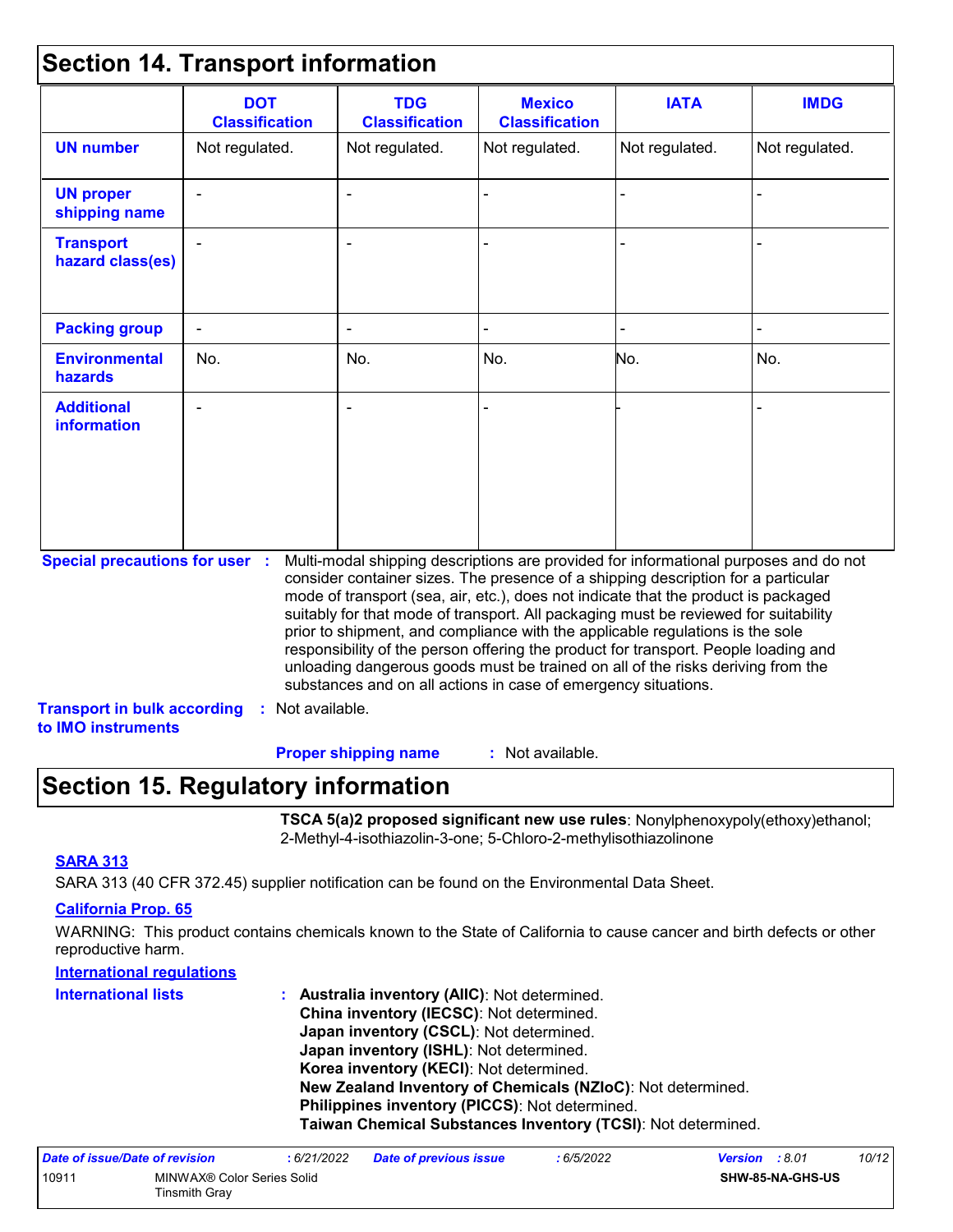## Section 14. Transport information

| | DOT Classification | TDG Classification | Mexico Classification | IATA | IMDG |
|---|---|---|---|---|---|
| **UN number** | Not regulated. | Not regulated. | Not regulated. | Not regulated. | Not regulated. |
| **UN proper shipping name** | - | - | - | - | - |
| **Transport hazard class(es)** | - | - | - | - | - |
| **Packing group** | - | - | - | - | - |
| **Environmental hazards** | No. | No. | No. | No. | No. |
| **Additional information** | - | - | - | - | - |

**Special precautions for user** : Multi-modal shipping descriptions are provided for informational purposes and do not consider container sizes. The presence of a shipping description for a particular mode of transport (sea, air, etc.), does not indicate that the product is packaged suitably for that mode of transport. All packaging must be reviewed for suitability prior to shipment, and compliance with the applicable regulations is the sole responsibility of the person offering the product for transport. People loading and unloading dangerous goods must be trained on all of the risks deriving from the substances and on all actions in case of emergency situations.

**Transport in bulk according to IMO instruments** : Not available.

**Proper shipping name** : Not available.

## Section 15. Regulatory information

**TSCA 5(a)2 proposed significant new use rules**: Nonylphenoxypoly(ethoxy)ethanol; 2-Methyl-4-isothiazolin-3-one; 5-Chloro-2-methylisothiazolinone

**SARA 313**

SARA 313 (40 CFR 372.45) supplier notification can be found on the Environmental Data Sheet.

**California Prop. 65**

WARNING: This product contains chemicals known to the State of California to cause cancer and birth defects or other reproductive harm.

**International regulations**

**International lists** :
**Australia inventory (AIIC)**: Not determined.
**China inventory (IECSC)**: Not determined.
**Japan inventory (CSCL)**: Not determined.
**Japan inventory (ISHL)**: Not determined.
**Korea inventory (KECI)**: Not determined.
**New Zealand Inventory of Chemicals (NZIoC)**: Not determined.
**Philippines inventory (PICCS)**: Not determined.
**Taiwan Chemical Substances Inventory (TCSI)**: Not determined.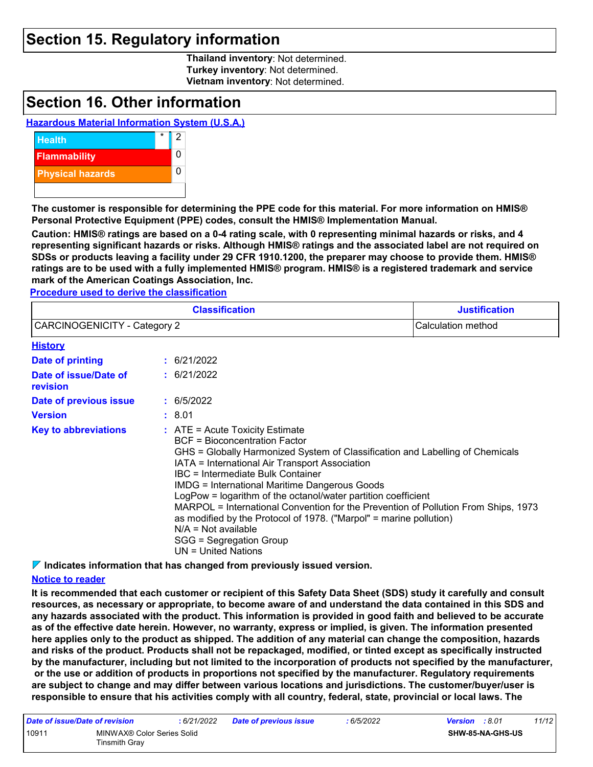## Section 15. Regulatory information

**Thailand inventory**: Not determined.
**Turkey inventory**: Not determined.
**Vietnam inventory**: Not determined.

## Section 16. Other information

**Hazardous Material Information System (U.S.A.)**

| | | |
|---|---|---|
| Health | * | 2 |
| Flammability | | 0 |
| Physical hazards | | 0 |

**The customer is responsible for determining the PPE code for this material. For more information on HMIS® Personal Protective Equipment (PPE) codes, consult the HMIS® Implementation Manual.**

**Caution: HMIS® ratings are based on a 0-4 rating scale, with 0 representing minimal hazards or risks, and 4 representing significant hazards or risks. Although HMIS® ratings and the associated label are not required on SDSs or products leaving a facility under 29 CFR 1910.1200, the preparer may choose to provide them. HMIS® ratings are to be used with a fully implemented HMIS® program. HMIS® is a registered trademark and service mark of the American Coatings Association, Inc.**

**Procedure used to derive the classification**

| Classification | Justification |
|---|---|
| CARCINOGENICITY - Category 2 | Calculation method |

**History**

**Date of printing** : 6/21/2022
**Date of issue/Date of revision** : 6/21/2022
**Date of previous issue** : 6/5/2022
**Version** : 8.01
**Key to abbreviations** : ATE = Acute Toxicity Estimate
BCF = Bioconcentration Factor
GHS = Globally Harmonized System of Classification and Labelling of Chemicals
IATA = International Air Transport Association
IBC = Intermediate Bulk Container
IMDG = International Maritime Dangerous Goods
LogPow = logarithm of the octanol/water partition coefficient
MARPOL = International Convention for the Prevention of Pollution From Ships, 1973 as modified by the Protocol of 1978. ("Marpol" = marine pollution)
N/A = Not available
SGG = Segregation Group
UN = United Nations

**Indicates information that has changed from previously issued version.**

**Notice to reader**

**It is recommended that each customer or recipient of this Safety Data Sheet (SDS) study it carefully and consult resources, as necessary or appropriate, to become aware of and understand the data contained in this SDS and any hazards associated with the product. This information is provided in good faith and believed to be accurate as of the effective date herein. However, no warranty, express or implied, is given. The information presented here applies only to the product as shipped. The addition of any material can change the composition, hazards and risks of the product. Products shall not be repackaged, modified, or tinted except as specifically instructed by the manufacturer, including but not limited to the incorporation of products not specified by the manufacturer, or the use or addition of products in proportions not specified by the manufacturer. Regulatory requirements are subject to change and may differ between various locations and jurisdictions. The customer/buyer/user is responsible to ensure that his activities comply with all country, federal, state, provincial or local laws. The**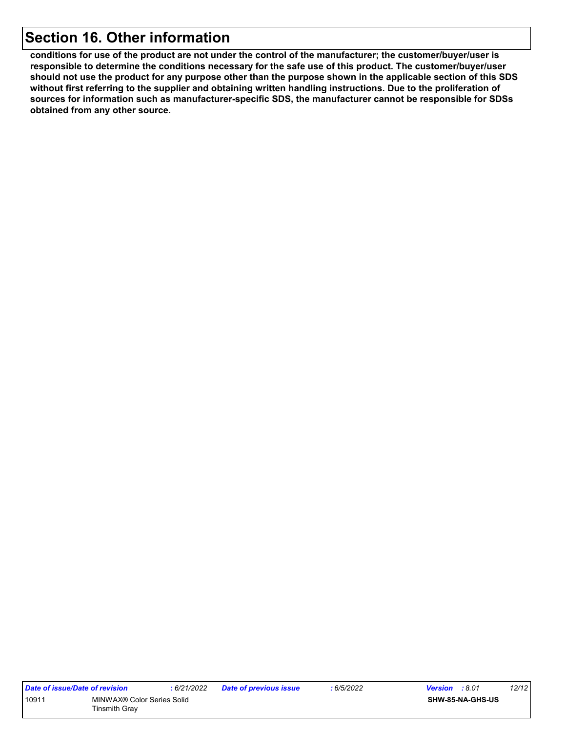# Section 16. Other information

**conditions for use of the product are not under the control of the manufacturer; the customer/buyer/user is responsible to determine the conditions necessary for the safe use of this product. The customer/buyer/user should not use the product for any purpose other than the purpose shown in the applicable section of this SDS without first referring to the supplier and obtaining written handling instructions. Due to the proliferation of sources for information such as manufacturer-specific SDS, the manufacturer cannot be responsible for SDSs obtained from any other source.**